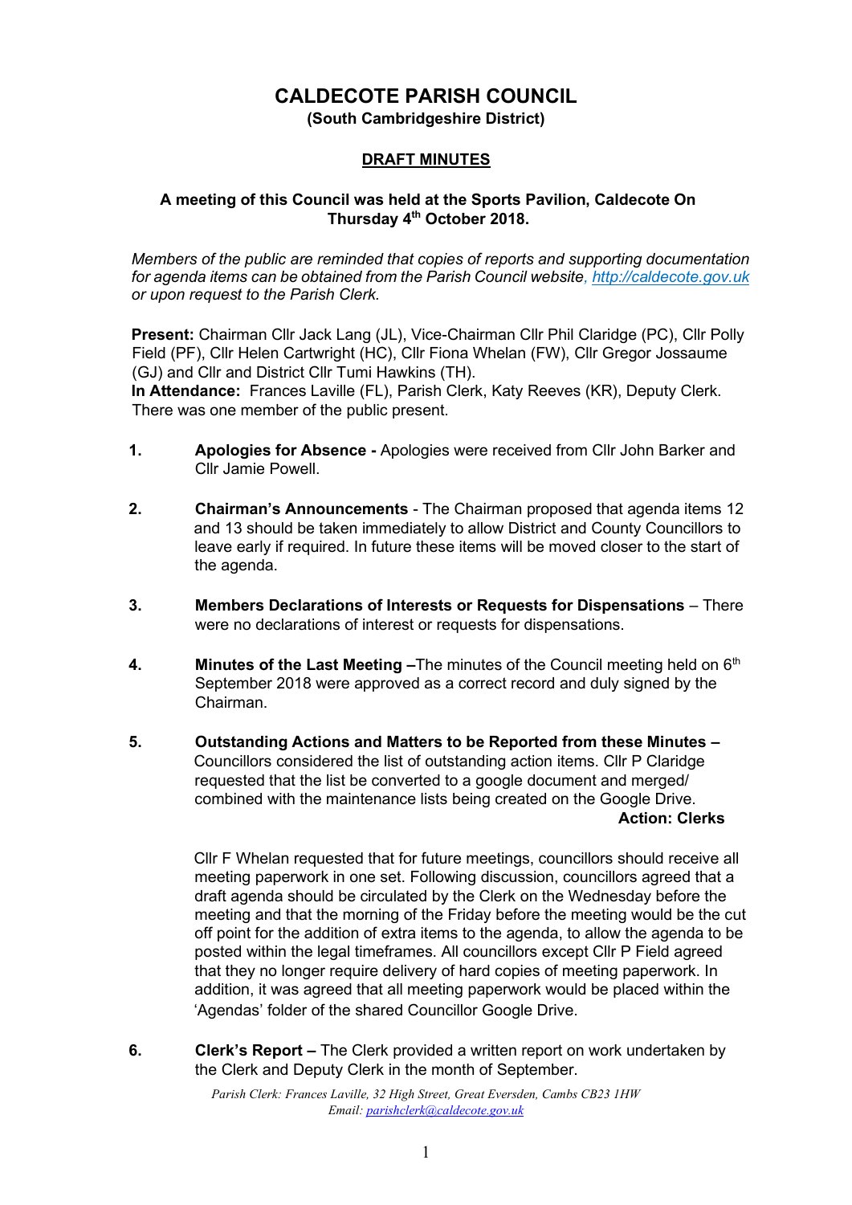# CALDECOTE PARISH COUNCIL

**(South Cambridgeshire District)**

## DRAFT MINUTES

**A meeting of this Council was held at the Sports Pavilion, Caldecote On Thursday 4th October 2018.**

*Members of the public are reminded that copies of reports and supporting documentation for agenda items can be obtained from the Parish Council website, http://caldecote.gov.uk or upon request to the Parish Clerk.*

**Present:** Chairman Cllr Jack Lang (JL), Vice-Chairman Cllr Phil Claridge (PC), Cllr Polly Field (PF), Cllr Helen Cartwright (HC), Cllr Fiona Whelan (FW), Cllr Gregor Jossaume (GJ) and Cllr and District Cllr Tumi Hawkins (TH).
**In Attendance:** Frances Laville (FL), Parish Clerk, Katy Reeves (KR), Deputy Clerk.
There was one member of the public present.

1. **Apologies for Absence -** Apologies were received from Cllr John Barker and Cllr Jamie Powell.

2. **Chairman's Announcements** - The Chairman proposed that agenda items 12 and 13 should be taken immediately to allow District and County Councillors to leave early if required. In future these items will be moved closer to the start of the agenda.

3. **Members Declarations of Interests or Requests for Dispensations** – There were no declarations of interest or requests for dispensations.

4. **Minutes of the Last Meeting –**The minutes of the Council meeting held on 6th September 2018 were approved as a correct record and duly signed by the Chairman.

5. **Outstanding Actions and Matters to be Reported from these Minutes –** Councillors considered the list of outstanding action items. Cllr P Claridge requested that the list be converted to a google document and merged/ combined with the maintenance lists being created on the Google Drive.
   **Action: Clerks**

   Cllr F Whelan requested that for future meetings, councillors should receive all meeting paperwork in one set. Following discussion, councillors agreed that a draft agenda should be circulated by the Clerk on the Wednesday before the meeting and that the morning of the Friday before the meeting would be the cut off point for the addition of extra items to the agenda, to allow the agenda to be posted within the legal timeframes. All councillors except Cllr P Field agreed that they no longer require delivery of hard copies of meeting paperwork. In addition, it was agreed that all meeting paperwork would be placed within the 'Agendas' folder of the shared Councillor Google Drive.

6. **Clerk's Report –** The Clerk provided a written report on work undertaken by the Clerk and Deputy Clerk in the month of September.

*Parish Clerk: Frances Laville, 32 High Street, Great Eversden, Cambs CB23 1HW*
*Email: parishclerk@caldecote.gov.uk*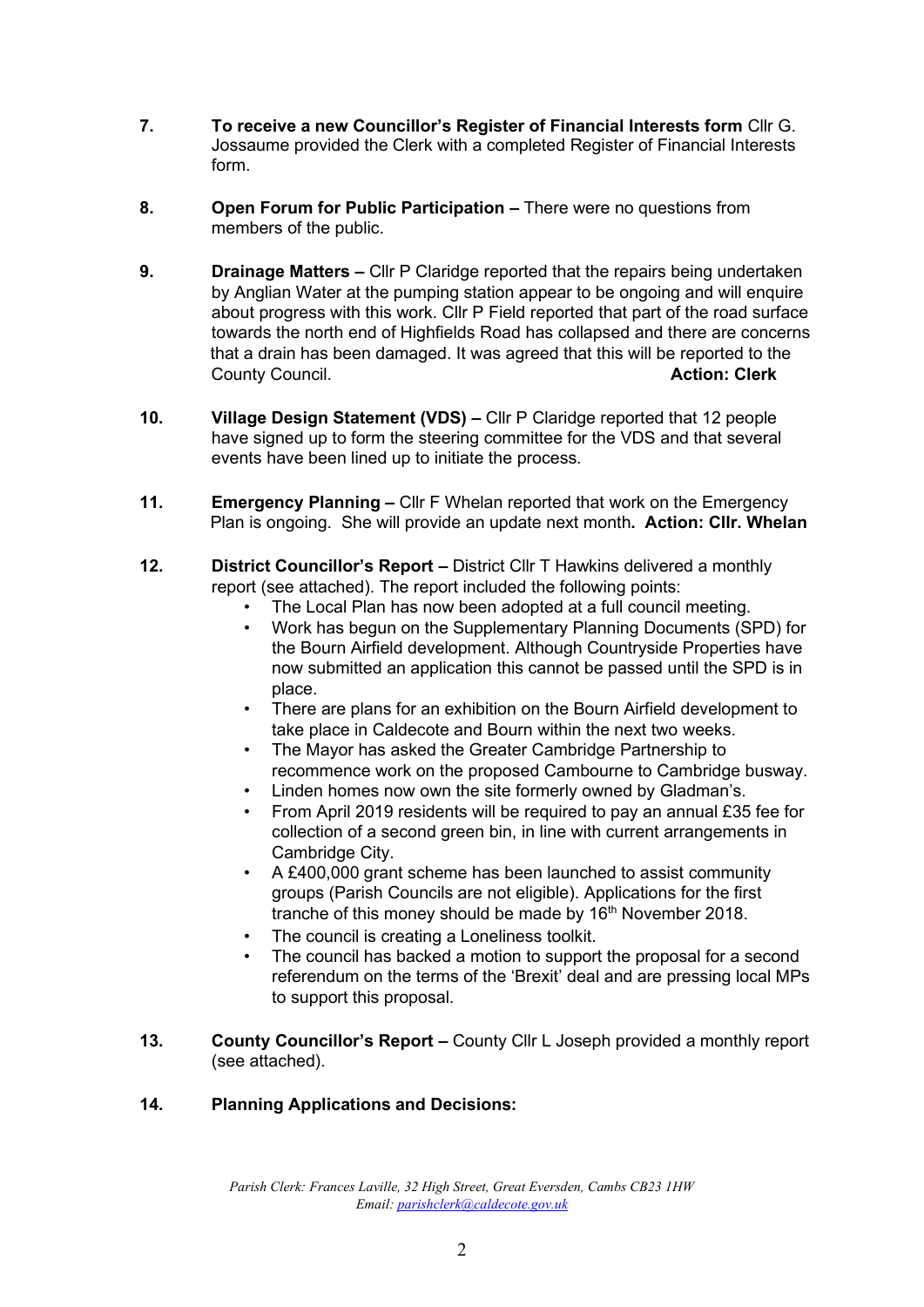**7.** **To receive a new Councillor's Register of Financial Interests form** Cllr G. Jossaume provided the Clerk with a completed Register of Financial Interests form.

**8.** **Open Forum for Public Participation –** There were no questions from members of the public.

**9.** **Drainage Matters –** Cllr P Claridge reported that the repairs being undertaken by Anglian Water at the pumping station appear to be ongoing and will enquire about progress with this work. Cllr P Field reported that part of the road surface towards the north end of Highfields Road has collapsed and there are concerns that a drain has been damaged. It was agreed that this will be reported to the County Council. **Action: Clerk**

**10.** **Village Design Statement (VDS) –** Cllr P Claridge reported that 12 people have signed up to form the steering committee for the VDS and that several events have been lined up to initiate the process.

**11.** **Emergency Planning –** Cllr F Whelan reported that work on the Emergency Plan is ongoing. She will provide an update next month**. Action: Cllr. Whelan**

**12.** **District Councillor's Report –** District Cllr T Hawkins delivered a monthly report (see attached). The report included the following points:

- The Local Plan has now been adopted at a full council meeting.
- Work has begun on the Supplementary Planning Documents (SPD) for the Bourn Airfield development. Although Countryside Properties have now submitted an application this cannot be passed until the SPD is in place.
- There are plans for an exhibition on the Bourn Airfield development to take place in Caldecote and Bourn within the next two weeks.
- The Mayor has asked the Greater Cambridge Partnership to recommence work on the proposed Cambourne to Cambridge busway.
- Linden homes now own the site formerly owned by Gladman's.
- From April 2019 residents will be required to pay an annual £35 fee for collection of a second green bin, in line with current arrangements in Cambridge City.
- A £400,000 grant scheme has been launched to assist community groups (Parish Councils are not eligible). Applications for the first tranche of this money should be made by 16th November 2018.
- The council is creating a Loneliness toolkit.
- The council has backed a motion to support the proposal for a second referendum on the terms of the 'Brexit' deal and are pressing local MPs to support this proposal.

**13.** **County Councillor's Report –** County Cllr L Joseph provided a monthly report (see attached).

**14.** **Planning Applications and Decisions:**

*Parish Clerk: Frances Laville, 32 High Street, Great Eversden, Cambs CB23 1HW*
*Email: parishclerk@caldecote.gov.uk*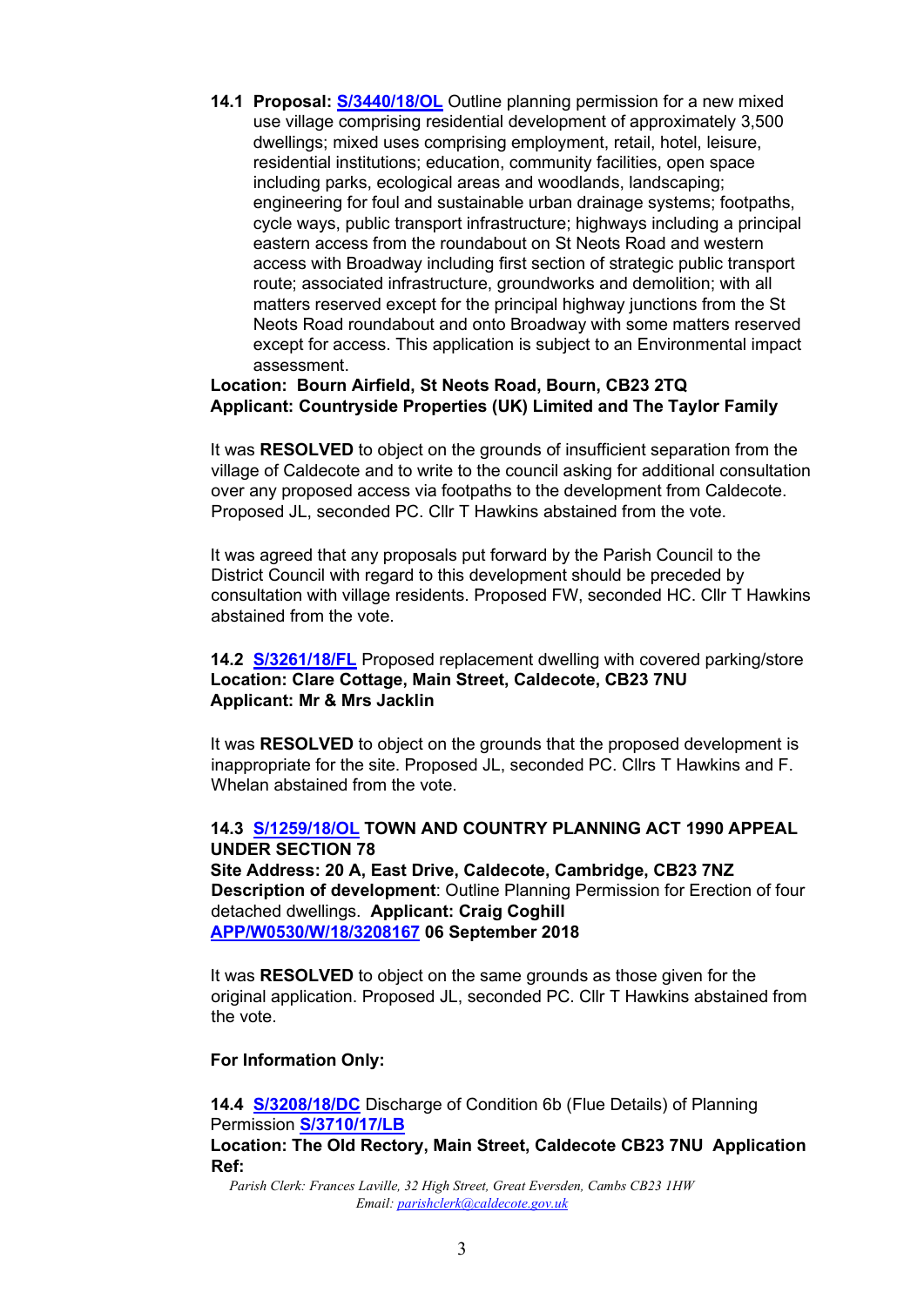**14.1 Proposal: S/3440/18/OL** Outline planning permission for a new mixed use village comprising residential development of approximately 3,500 dwellings; mixed uses comprising employment, retail, hotel, leisure, residential institutions; education, community facilities, open space including parks, ecological areas and woodlands, landscaping; engineering for foul and sustainable urban drainage systems; footpaths, cycle ways, public transport infrastructure; highways including a principal eastern access from the roundabout on St Neots Road and western access with Broadway including first section of strategic public transport route; associated infrastructure, groundworks and demolition; with all matters reserved except for the principal highway junctions from the St Neots Road roundabout and onto Broadway with some matters reserved except for access. This application is subject to an Environmental impact assessment.

**Location: Bourn Airfield, St Neots Road, Bourn, CB23 2TQ**
**Applicant: Countryside Properties (UK) Limited and The Taylor Family**

It was **RESOLVED** to object on the grounds of insufficient separation from the village of Caldecote and to write to the council asking for additional consultation over any proposed access via footpaths to the development from Caldecote. Proposed JL, seconded PC. Cllr T Hawkins abstained from the vote.

It was agreed that any proposals put forward by the Parish Council to the District Council with regard to this development should be preceded by consultation with village residents. Proposed FW, seconded HC. Cllr T Hawkins abstained from the vote.

**14.2 S/3261/18/FL** Proposed replacement dwelling with covered parking/store
**Location: Clare Cottage, Main Street, Caldecote, CB23 7NU**
**Applicant: Mr & Mrs Jacklin**

It was **RESOLVED** to object on the grounds that the proposed development is inappropriate for the site. Proposed JL, seconded PC. Cllrs T Hawkins and F. Whelan abstained from the vote.

**14.3 S/1259/18/OL TOWN AND COUNTRY PLANNING ACT 1990 APPEAL UNDER SECTION 78**
**Site Address: 20 A, East Drive, Caldecote, Cambridge, CB23 7NZ**
**Description of development**: Outline Planning Permission for Erection of four detached dwellings. **Applicant: Craig Coghill**
**APP/W0530/W/18/3208167 06 September 2018**

It was **RESOLVED** to object on the same grounds as those given for the original application. Proposed JL, seconded PC. Cllr T Hawkins abstained from the vote.

**For Information Only:**

**14.4 S/3208/18/DC** Discharge of Condition 6b (Flue Details) of Planning Permission **S/3710/17/LB**
**Location: The Old Rectory, Main Street, Caldecote CB23 7NU Application Ref:**

*Parish Clerk: Frances Laville, 32 High Street, Great Eversden, Cambs CB23 1HW*
*Email: parishclerk@caldecote.gov.uk*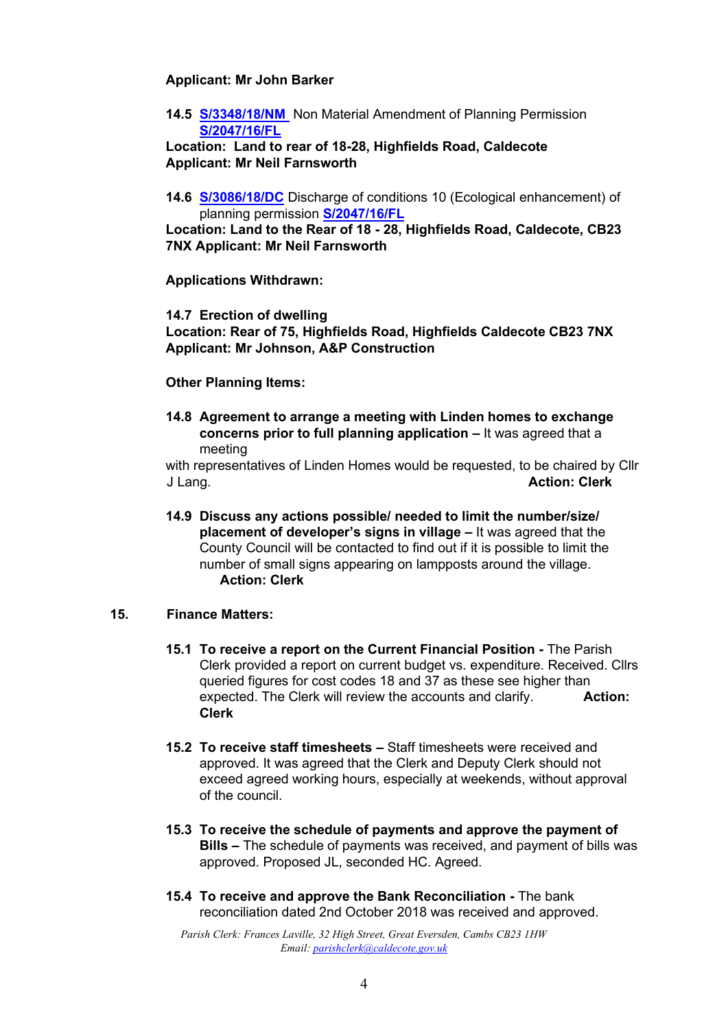**Applicant: Mr John Barker**

**14.5 S/3348/18/NM** Non Material Amendment of Planning Permission **S/2047/16/FL**
**Location: Land to rear of 18-28, Highfields Road, Caldecote**
**Applicant: Mr Neil Farnsworth**

**14.6 S/3086/18/DC** Discharge of conditions 10 (Ecological enhancement) of planning permission **S/2047/16/FL**
**Location: Land to the Rear of 18 - 28, Highfields Road, Caldecote, CB23 7NX Applicant: Mr Neil Farnsworth**

**Applications Withdrawn:**

**14.7 Erection of dwelling**
**Location: Rear of 75, Highfields Road, Highfields Caldecote CB23 7NX**
**Applicant: Mr Johnson, A&P Construction**

**Other Planning Items:**

**14.8 Agreement to arrange a meeting with Linden homes to exchange concerns prior to full planning application –** It was agreed that a meeting with representatives of Linden Homes would be requested, to be chaired by Cllr J Lang. **Action: Clerk**

**14.9 Discuss any actions possible/ needed to limit the number/size/ placement of developer's signs in village –** It was agreed that the County Council will be contacted to find out if it is possible to limit the number of small signs appearing on lampposts around the village. **Action: Clerk**

## 15. Finance Matters:

**15.1 To receive a report on the Current Financial Position -** The Parish Clerk provided a report on current budget vs. expenditure. Received. Cllrs queried figures for cost codes 18 and 37 as these see higher than expected. The Clerk will review the accounts and clarify. **Action: Clerk**

**15.2 To receive staff timesheets –** Staff timesheets were received and approved. It was agreed that the Clerk and Deputy Clerk should not exceed agreed working hours, especially at weekends, without approval of the council.

**15.3 To receive the schedule of payments and approve the payment of Bills –** The schedule of payments was received, and payment of bills was approved. Proposed JL, seconded HC. Agreed.

**15.4 To receive and approve the Bank Reconciliation -** The bank reconciliation dated 2nd October 2018 was received and approved.

*Parish Clerk: Frances Laville, 32 High Street, Great Eversden, Cambs CB23 1HW*
*Email: parishclerk@caldecote.gov.uk*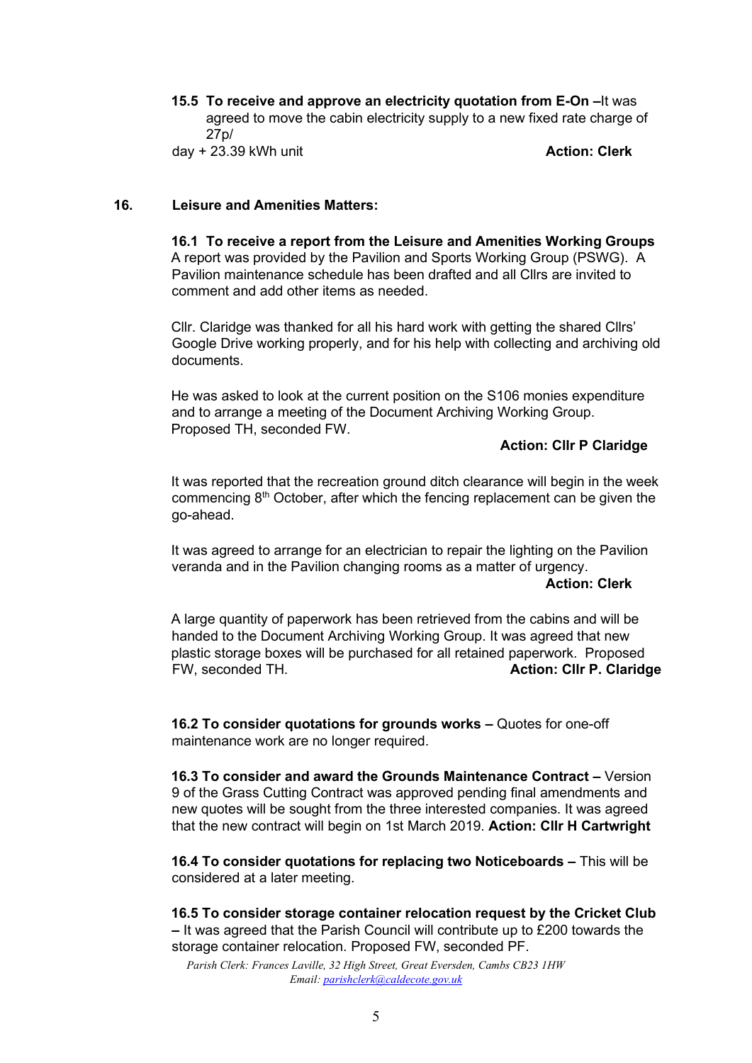**15.5 To receive and approve an electricity quotation from E-On –** It was agreed to move the cabin electricity supply to a new fixed rate charge of 27p/
day + 23.39 kWh unit **Action: Clerk**

**16. Leisure and Amenities Matters:**

**16.1 To receive a report from the Leisure and Amenities Working Groups**
A report was provided by the Pavilion and Sports Working Group (PSWG). A Pavilion maintenance schedule has been drafted and all Cllrs are invited to comment and add other items as needed.

Cllr. Claridge was thanked for all his hard work with getting the shared Cllrs' Google Drive working properly, and for his help with collecting and archiving old documents.

He was asked to look at the current position on the S106 monies expenditure and to arrange a meeting of the Document Archiving Working Group. Proposed TH, seconded FW.

**Action: Cllr P Claridge**

It was reported that the recreation ground ditch clearance will begin in the week commencing 8th October, after which the fencing replacement can be given the go-ahead.

It was agreed to arrange for an electrician to repair the lighting on the Pavilion veranda and in the Pavilion changing rooms as a matter of urgency.

**Action: Clerk**

A large quantity of paperwork has been retrieved from the cabins and will be handed to the Document Archiving Working Group. It was agreed that new plastic storage boxes will be purchased for all retained paperwork. Proposed FW, seconded TH. **Action: Cllr P. Claridge**

**16.2 To consider quotations for grounds works –** Quotes for one-off maintenance work are no longer required.

**16.3 To consider and award the Grounds Maintenance Contract –** Version 9 of the Grass Cutting Contract was approved pending final amendments and new quotes will be sought from the three interested companies. It was agreed that the new contract will begin on 1st March 2019. **Action: Cllr H Cartwright**

**16.4 To consider quotations for replacing two Noticeboards –** This will be considered at a later meeting.

**16.5 To consider storage container relocation request by the Cricket Club –** It was agreed that the Parish Council will contribute up to £200 towards the storage container relocation. Proposed FW, seconded PF.

*Parish Clerk: Frances Laville, 32 High Street, Great Eversden, Cambs CB23 1HW*
*Email: parishclerk@caldecote.gov.uk*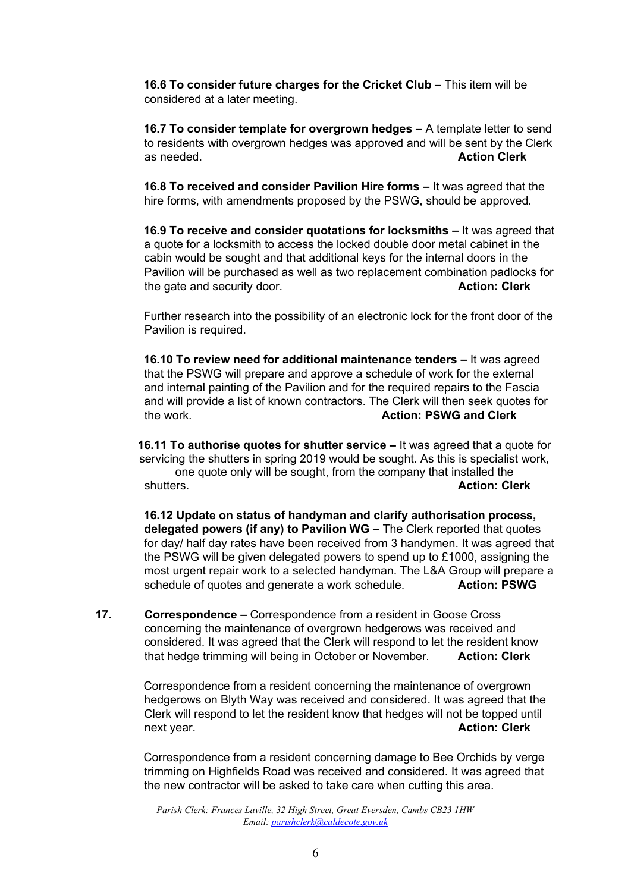**16.6 To consider future charges for the Cricket Club –** This item will be considered at a later meeting.

**16.7 To consider template for overgrown hedges –** A template letter to send to residents with overgrown hedges was approved and will be sent by the Clerk as needed. **Action Clerk**

**16.8 To received and consider Pavilion Hire forms –** It was agreed that the hire forms, with amendments proposed by the PSWG, should be approved.

**16.9 To receive and consider quotations for locksmiths –** It was agreed that a quote for a locksmith to access the locked double door metal cabinet in the cabin would be sought and that additional keys for the internal doors in the Pavilion will be purchased as well as two replacement combination padlocks for the gate and security door. **Action: Clerk**

Further research into the possibility of an electronic lock for the front door of the Pavilion is required.

**16.10 To review need for additional maintenance tenders –** It was agreed that the PSWG will prepare and approve a schedule of work for the external and internal painting of the Pavilion and for the required repairs to the Fascia and will provide a list of known contractors. The Clerk will then seek quotes for the work. **Action: PSWG and Clerk**

**16.11 To authorise quotes for shutter service –** It was agreed that a quote for servicing the shutters in spring 2019 would be sought. As this is specialist work, one quote only will be sought, from the company that installed the shutters. **Action: Clerk**

**16.12 Update on status of handyman and clarify authorisation process, delegated powers (if any) to Pavilion WG –** The Clerk reported that quotes for day/ half day rates have been received from 3 handymen. It was agreed that the PSWG will be given delegated powers to spend up to £1000, assigning the most urgent repair work to a selected handyman. The L&A Group will prepare a schedule of quotes and generate a work schedule. **Action: PSWG**

**17. Correspondence –** Correspondence from a resident in Goose Cross concerning the maintenance of overgrown hedgerows was received and considered. It was agreed that the Clerk will respond to let the resident know that hedge trimming will being in October or November. **Action: Clerk**

Correspondence from a resident concerning the maintenance of overgrown hedgerows on Blyth Way was received and considered. It was agreed that the Clerk will respond to let the resident know that hedges will not be topped until next year. **Action: Clerk**

Correspondence from a resident concerning damage to Bee Orchids by verge trimming on Highfields Road was received and considered. It was agreed that the new contractor will be asked to take care when cutting this area.

*Parish Clerk: Frances Laville, 32 High Street, Great Eversden, Cambs CB23 1HW*
*Email: parishclerk@caldecote.gov.uk*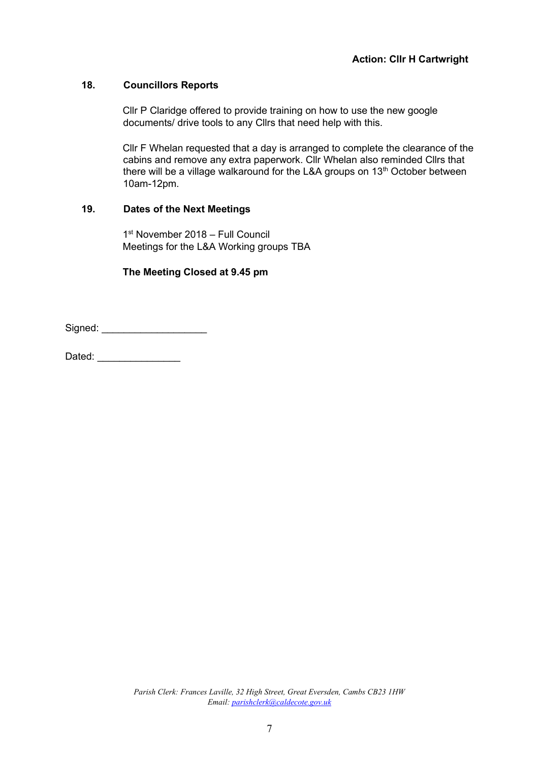**Action: Cllr H Cartwright**

### 18. Councillors Reports

Cllr P Claridge offered to provide training on how to use the new google documents/ drive tools to any Cllrs that need help with this.

Cllr F Whelan requested that a day is arranged to complete the clearance of the cabins and remove any extra paperwork. Cllr Whelan also reminded Cllrs that there will be a village walkaround for the L&A groups on 13th October between 10am-12pm.

### 19. Dates of the Next Meetings

1st November 2018 – Full Council
Meetings for the L&A Working groups TBA

**The Meeting Closed at 9.45 pm**

Signed: ___________________

Dated: _______________

*Parish Clerk: Frances Laville, 32 High Street, Great Eversden, Cambs CB23 1HW*
*Email: parishclerk@caldecote.gov.uk*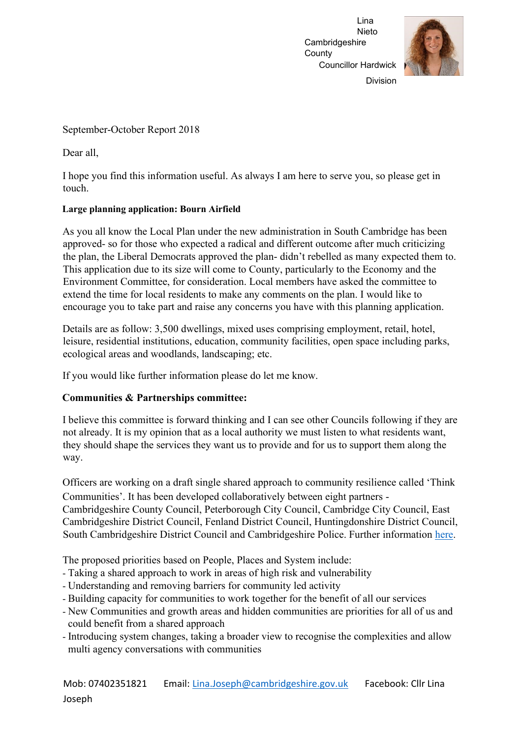Lina Nieto Cambridgeshire County Councillor Hardwick Division

September-October Report 2018

Dear all,

I hope you find this information useful. As always I am here to serve you, so please get in touch.

**Large planning application: Bourn Airfield**

As you all know the Local Plan under the new administration in South Cambridge has been approved- so for those who expected a radical and different outcome after much criticizing the plan, the Liberal Democrats approved the plan- didn't rebelled as many expected them to. This application due to its size will come to County, particularly to the Economy and the Environment Committee, for consideration. Local members have asked the committee to extend the time for local residents to make any comments on the plan. I would like to encourage you to take part and raise any concerns you have with this planning application.

Details are as follow: 3,500 dwellings, mixed uses comprising employment, retail, hotel, leisure, residential institutions, education, community facilities, open space including parks, ecological areas and woodlands, landscaping; etc.

If you would like further information please do let me know.

**Communities & Partnerships committee:**

I believe this committee is forward thinking and I can see other Councils following if they are not already. It is my opinion that as a local authority we must listen to what residents want, they should shape the services they want us to provide and for us to support them along the way.

Officers are working on a draft single shared approach to community resilience called 'Think Communities'. It has been developed collaboratively between eight partners - Cambridgeshire County Council, Peterborough City Council, Cambridge City Council, East Cambridgeshire District Council, Fenland District Council, Huntingdonshire District Council, South Cambridgeshire District Council and Cambridgeshire Police. Further information here.

The proposed priorities based on People, Places and System include:

- Taking a shared approach to work in areas of high risk and vulnerability
- Understanding and removing barriers for community led activity
- Building capacity for communities to work together for the benefit of all our services
- New Communities and growth areas and hidden communities are priorities for all of us and could benefit from a shared approach
- Introducing system changes, taking a broader view to recognise the complexities and allow multi agency conversations with communities

Mob: 07402351821 Email: Lina.Joseph@cambridgeshire.gov.uk Facebook: Cllr Lina Joseph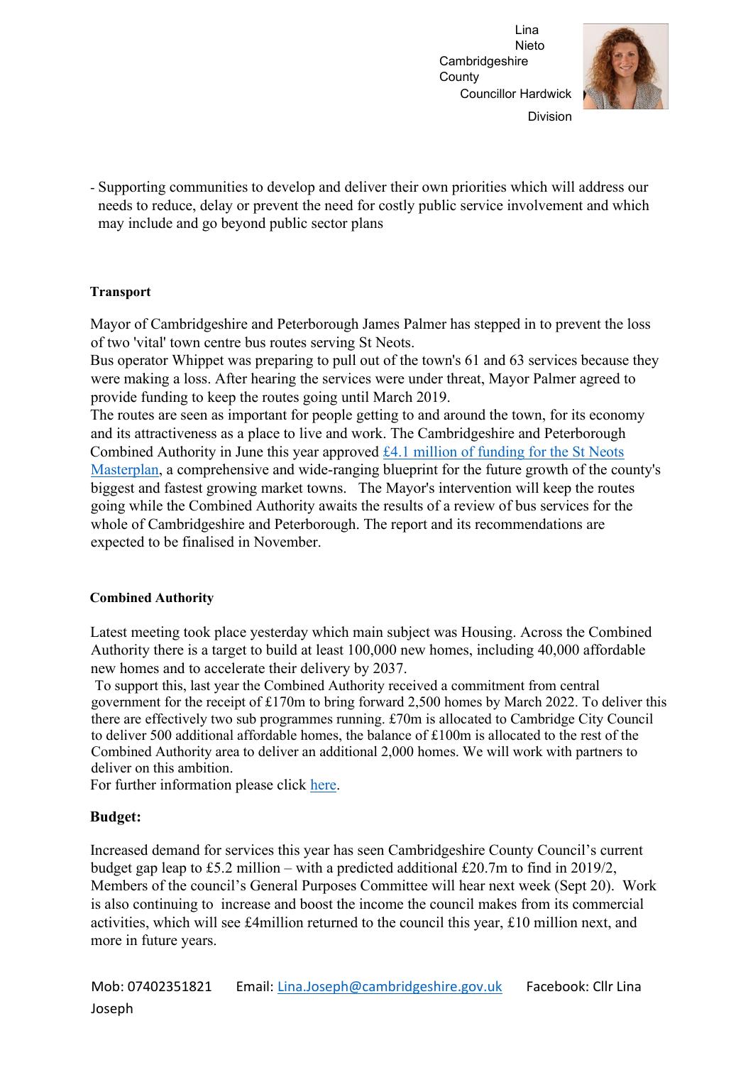- Supporting communities to develop and deliver their own priorities which will address our needs to reduce, delay or prevent the need for costly public service involvement and which may include and go beyond public sector plans

**Transport**

Mayor of Cambridgeshire and Peterborough James Palmer has stepped in to prevent the loss of two 'vital' town centre bus routes serving St Neots.
Bus operator Whippet was preparing to pull out of the town's 61 and 63 services because they were making a loss. After hearing the services were under threat, Mayor Palmer agreed to provide funding to keep the routes going until March 2019.
The routes are seen as important for people getting to and around the town, for its economy and its attractiveness as a place to live and work. The Cambridgeshire and Peterborough Combined Authority in June this year approved [£4.1 million of funding for the St Neots Masterplan](), a comprehensive and wide-ranging blueprint for the future growth of the county's biggest and fastest growing market towns. The Mayor's intervention will keep the routes going while the Combined Authority awaits the results of a review of bus services for the whole of Cambridgeshire and Peterborough. The report and its recommendations are expected to be finalised in November.

**Combined Authority**

Latest meeting took place yesterday which main subject was Housing. Across the Combined Authority there is a target to build at least 100,000 new homes, including 40,000 affordable new homes and to accelerate their delivery by 2037.
To support this, last year the Combined Authority received a commitment from central government for the receipt of £170m to bring forward 2,500 homes by March 2022. To deliver this there are effectively two sub programmes running. £70m is allocated to Cambridge City Council to deliver 500 additional affordable homes, the balance of £100m is allocated to the rest of the Combined Authority area to deliver an additional 2,000 homes. We will work with partners to deliver on this ambition.
For further information please click [here]().

**Budget:**

Increased demand for services this year has seen Cambridgeshire County Council's current budget gap leap to £5.2 million – with a predicted additional £20.7m to find in 2019/2, Members of the council's General Purposes Committee will hear next week (Sept 20). Work is also continuing to increase and boost the income the council makes from its commercial activities, which will see £4million returned to the council this year, £10 million next, and more in future years.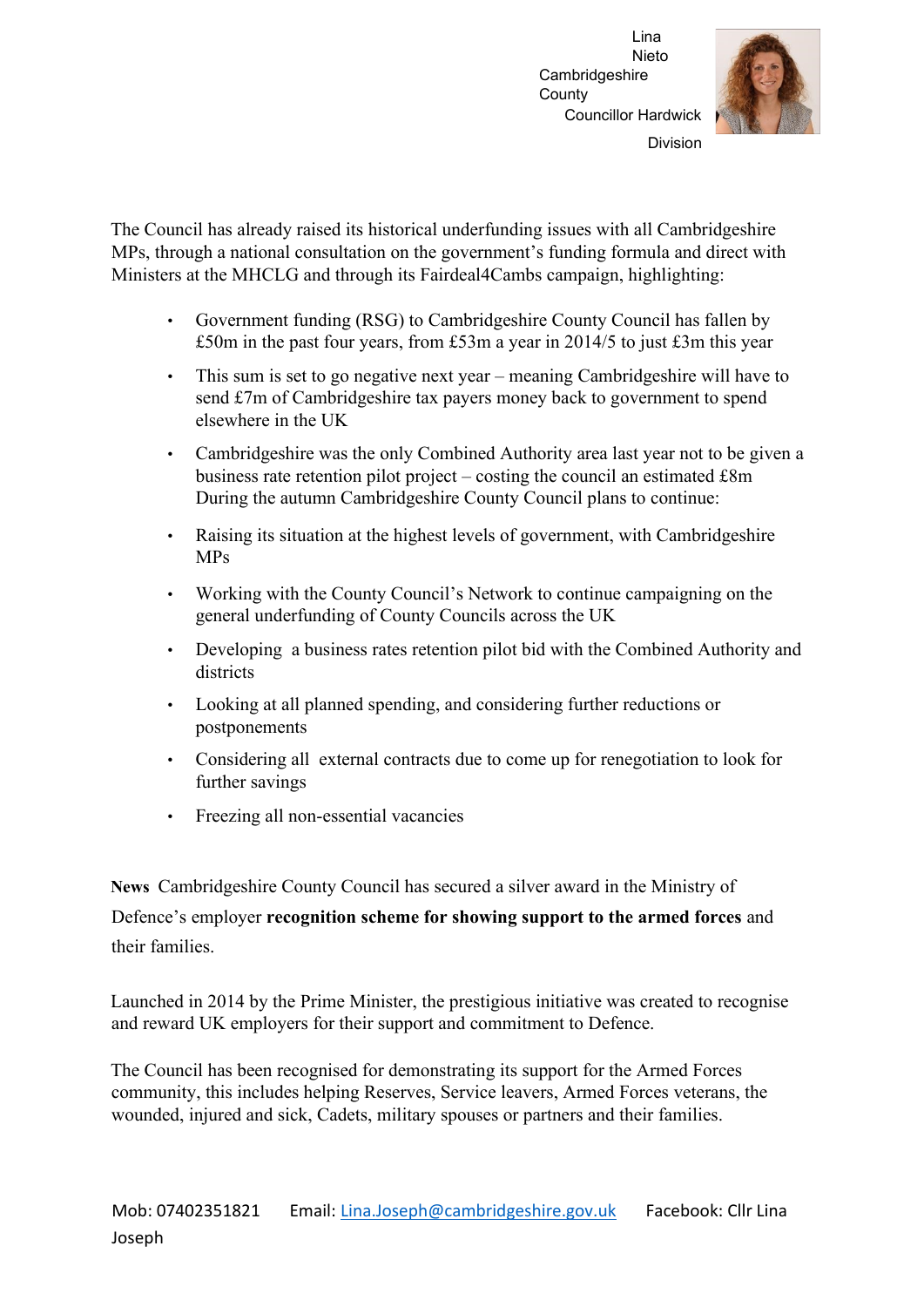Lina Nieto Cambridgeshire County Councillor Hardwick Division

The Council has already raised its historical underfunding issues with all Cambridgeshire MPs, through a national consultation on the government's funding formula and direct with Ministers at the MHCLG and through its Fairdeal4Cambs campaign, highlighting:

- Government funding (RSG) to Cambridgeshire County Council has fallen by £50m in the past four years, from £53m a year in 2014/5 to just £3m this year
- This sum is set to go negative next year – meaning Cambridgeshire will have to send £7m of Cambridgeshire tax payers money back to government to spend elsewhere in the UK
- Cambridgeshire was the only Combined Authority area last year not to be given a business rate retention pilot project – costing the council an estimated £8m During the autumn Cambridgeshire County Council plans to continue:
- Raising its situation at the highest levels of government, with Cambridgeshire MPs
- Working with the County Council's Network to continue campaigning on the general underfunding of County Councils across the UK
- Developing a business rates retention pilot bid with the Combined Authority and districts
- Looking at all planned spending, and considering further reductions or postponements
- Considering all external contracts due to come up for renegotiation to look for further savings
- Freezing all non-essential vacancies

**News** Cambridgeshire County Council has secured a silver award in the Ministry of Defence's employer **recognition scheme for showing support to the armed forces** and their families.

Launched in 2014 by the Prime Minister, the prestigious initiative was created to recognise and reward UK employers for their support and commitment to Defence.

The Council has been recognised for demonstrating its support for the Armed Forces community, this includes helping Reserves, Service leavers, Armed Forces veterans, the wounded, injured and sick, Cadets, military spouses or partners and their families.

Mob: 07402351821 Email: Lina.Joseph@cambridgeshire.gov.uk Facebook: Cllr Lina Joseph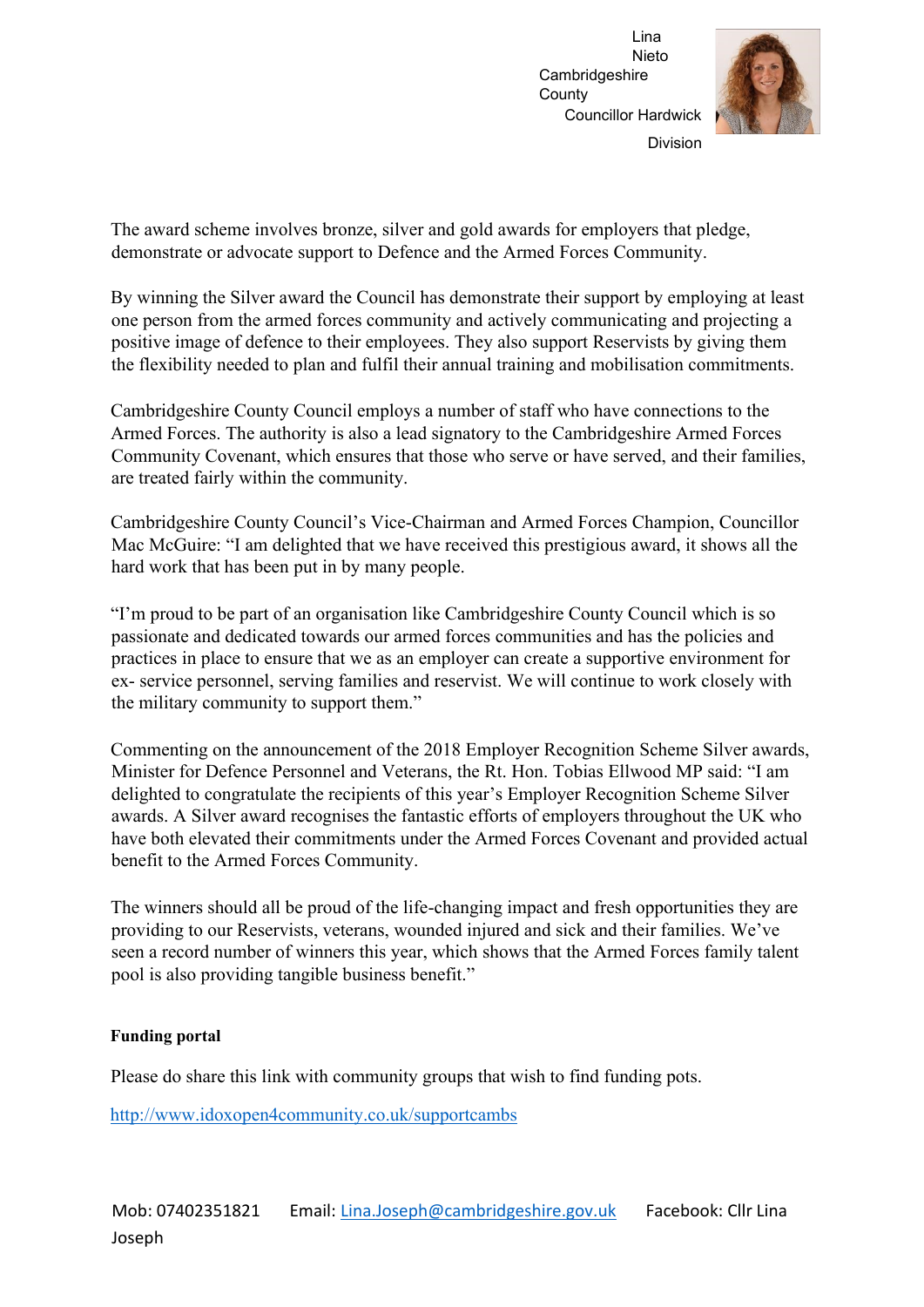The award scheme involves bronze, silver and gold awards for employers that pledge, demonstrate or advocate support to Defence and the Armed Forces Community.

By winning the Silver award the Council has demonstrate their support by employing at least one person from the armed forces community and actively communicating and projecting a positive image of defence to their employees. They also support Reservists by giving them the flexibility needed to plan and fulfil their annual training and mobilisation commitments.

Cambridgeshire County Council employs a number of staff who have connections to the Armed Forces. The authority is also a lead signatory to the Cambridgeshire Armed Forces Community Covenant, which ensures that those who serve or have served, and their families, are treated fairly within the community.

Cambridgeshire County Council's Vice-Chairman and Armed Forces Champion, Councillor Mac McGuire: "I am delighted that we have received this prestigious award, it shows all the hard work that has been put in by many people.

"I'm proud to be part of an organisation like Cambridgeshire County Council which is so passionate and dedicated towards our armed forces communities and has the policies and practices in place to ensure that we as an employer can create a supportive environment for ex- service personnel, serving families and reservist. We will continue to work closely with the military community to support them."

Commenting on the announcement of the 2018 Employer Recognition Scheme Silver awards, Minister for Defence Personnel and Veterans, the Rt. Hon. Tobias Ellwood MP said: "I am delighted to congratulate the recipients of this year's Employer Recognition Scheme Silver awards. A Silver award recognises the fantastic efforts of employers throughout the UK who have both elevated their commitments under the Armed Forces Covenant and provided actual benefit to the Armed Forces Community.

The winners should all be proud of the life-changing impact and fresh opportunities they are providing to our Reservists, veterans, wounded injured and sick and their families. We've seen a record number of winners this year, which shows that the Armed Forces family talent pool is also providing tangible business benefit."

**Funding portal**

Please do share this link with community groups that wish to find funding pots.

http://www.idoxopen4community.co.uk/supportcambs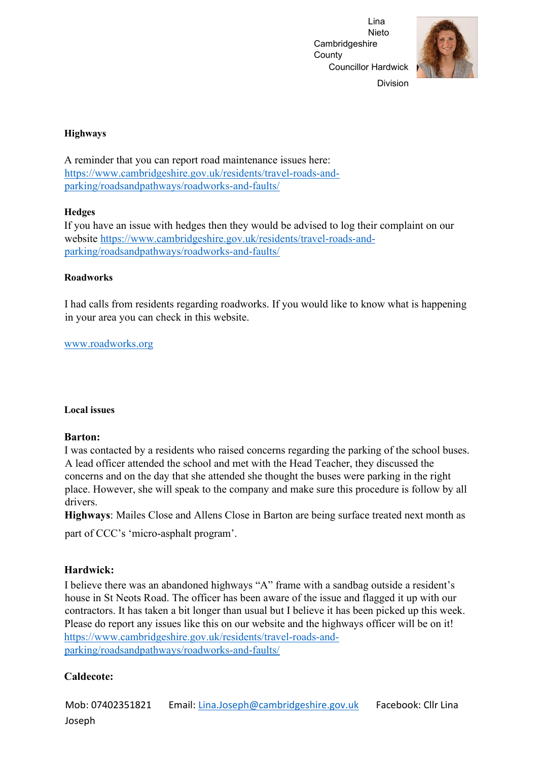Lina Nieto Cambridgeshire County Councillor Hardwick Division

**Highways**

A reminder that you can report road maintenance issues here: https://www.cambridgeshire.gov.uk/residents/travel-roads-and-parking/roadsandpathways/roadworks-and-faults/

**Hedges**

If you have an issue with hedges then they would be advised to log their complaint on our website https://www.cambridgeshire.gov.uk/residents/travel-roads-and-parking/roadsandpathways/roadworks-and-faults/

**Roadworks**

I had calls from residents regarding roadworks. If you would like to know what is happening in your area you can check in this website.

www.roadworks.org

**Local issues**

**Barton:**

I was contacted by a residents who raised concerns regarding the parking of the school buses. A lead officer attended the school and met with the Head Teacher, they discussed the concerns and on the day that she attended she thought the buses were parking in the right place. However, she will speak to the company and make sure this procedure is follow by all drivers.

**Highways**: Mailes Close and Allens Close in Barton are being surface treated next month as part of CCC's 'micro-asphalt program'.

**Hardwick:**

I believe there was an abandoned highways "A" frame with a sandbag outside a resident's house in St Neots Road. The officer has been aware of the issue and flagged it up with our contractors. It has taken a bit longer than usual but I believe it has been picked up this week. Please do report any issues like this on our website and the highways officer will be on it! https://www.cambridgeshire.gov.uk/residents/travel-roads-and-parking/roadsandpathways/roadworks-and-faults/

**Caldecote:**

Mob: 07402351821 Email: Lina.Joseph@cambridgeshire.gov.uk Facebook: Cllr Lina Joseph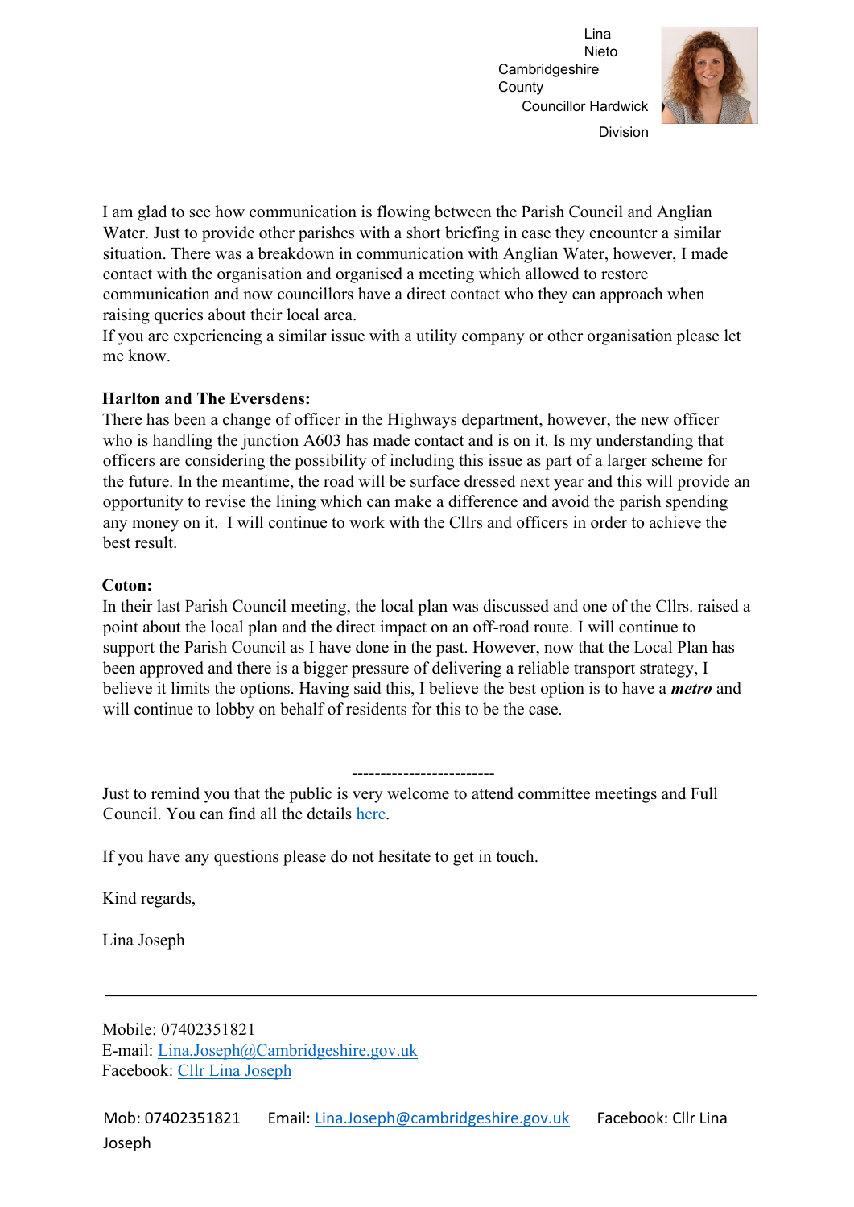Lina Nieto
Cambridgeshire County Councillor Hardwick Division

I am glad to see how communication is flowing between the Parish Council and Anglian Water. Just to provide other parishes with a short briefing in case they encounter a similar situation. There was a breakdown in communication with Anglian Water, however, I made contact with the organisation and organised a meeting which allowed to restore communication and now councillors have a direct contact who they can approach when raising queries about their local area.
If you are experiencing a similar issue with a utility company or other organisation please let me know.

**Harlton and The Eversdens:**
There has been a change of officer in the Highways department, however, the new officer who is handling the junction A603 has made contact and is on it. Is my understanding that officers are considering the possibility of including this issue as part of a larger scheme for the future. In the meantime, the road will be surface dressed next year and this will provide an opportunity to revise the lining which can make a difference and avoid the parish spending any money on it. I will continue to work with the Cllrs and officers in order to achieve the best result.

**Coton:**
In their last Parish Council meeting, the local plan was discussed and one of the Cllrs. raised a point about the local plan and the direct impact on an off-road route. I will continue to support the Parish Council as I have done in the past. However, now that the Local Plan has been approved and there is a bigger pressure of delivering a reliable transport strategy, I believe it limits the options. Having said this, I believe the best option is to have a ***metro*** and will continue to lobby on behalf of residents for this to be the case.

-------------------------

Just to remind you that the public is very welcome to attend committee meetings and Full Council. You can find all the details [here](here).

If you have any questions please do not hesitate to get in touch.

Kind regards,

Lina Joseph

---

Mobile: 07402351821
E-mail: [Lina.Joseph@Cambridgeshire.gov.uk](mailto:Lina.Joseph@Cambridgeshire.gov.uk)
Facebook: [Cllr Lina Joseph](Cllr Lina Joseph)

Mob: 07402351821 Email: [Lina.Joseph@cambridgeshire.gov.uk](mailto:Lina.Joseph@cambridgeshire.gov.uk) Facebook: Cllr Lina Joseph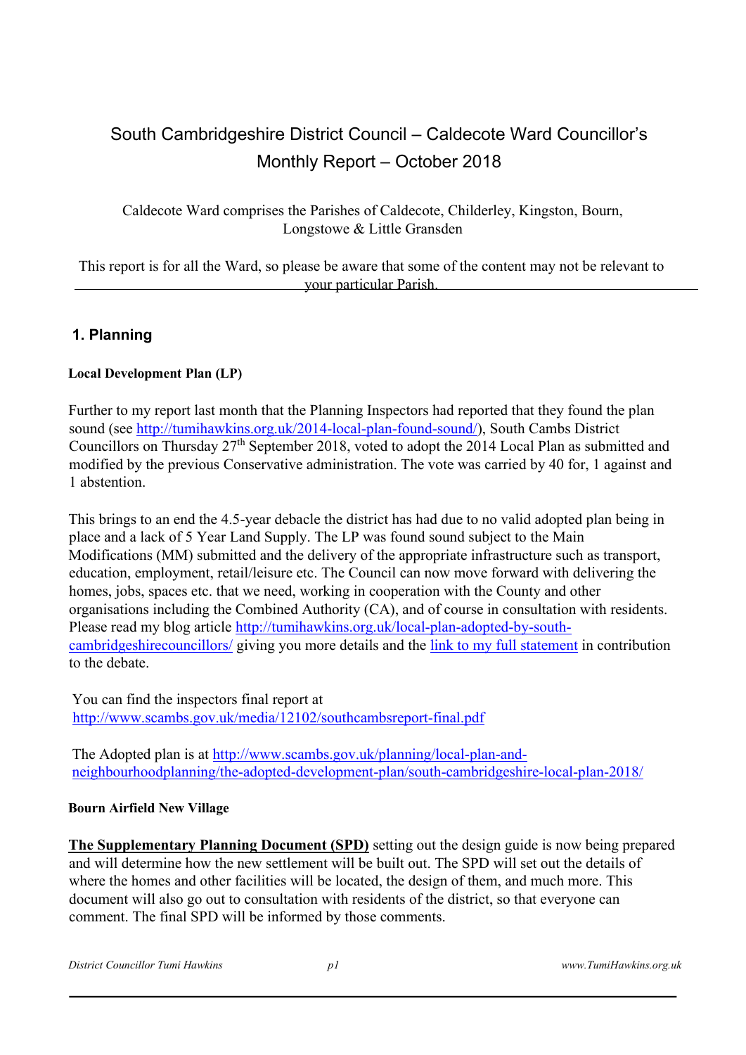# South Cambridgeshire District Council – Caldecote Ward Councillor's Monthly Report – October 2018

Caldecote Ward comprises the Parishes of Caldecote, Childerley, Kingston, Bourn, Longstowe & Little Gransden

This report is for all the Ward, so please be aware that some of the content may not be relevant to your particular Parish.

## 1. Planning

### Local Development Plan (LP)

Further to my report last month that the Planning Inspectors had reported that they found the plan sound (see http://tumihawkins.org.uk/2014-local-plan-found-sound/), South Cambs District Councillors on Thursday 27th September 2018, voted to adopt the 2014 Local Plan as submitted and modified by the previous Conservative administration. The vote was carried by 40 for, 1 against and 1 abstention.

This brings to an end the 4.5-year debacle the district has had due to no valid adopted plan being in place and a lack of 5 Year Land Supply. The LP was found sound subject to the Main Modifications (MM) submitted and the delivery of the appropriate infrastructure such as transport, education, employment, retail/leisure etc. The Council can now move forward with delivering the homes, jobs, spaces etc. that we need, working in cooperation with the County and other organisations including the Combined Authority (CA), and of course in consultation with residents. Please read my blog article http://tumihawkins.org.uk/local-plan-adopted-by-south-cambridgeshirecouncillors/ giving you more details and the link to my full statement in contribution to the debate.

You can find the inspectors final report at http://www.scambs.gov.uk/media/12102/southcambsreport-final.pdf

The Adopted plan is at http://www.scambs.gov.uk/planning/local-plan-and-neighbourhoodplanning/the-adopted-development-plan/south-cambridgeshire-local-plan-2018/

### Bourn Airfield New Village

**The Supplementary Planning Document (SPD)** setting out the design guide is now being prepared and will determine how the new settlement will be built out. The SPD will set out the details of where the homes and other facilities will be located, the design of them, and much more. This document will also go out to consultation with residents of the district, so that everyone can comment. The final SPD will be informed by those comments.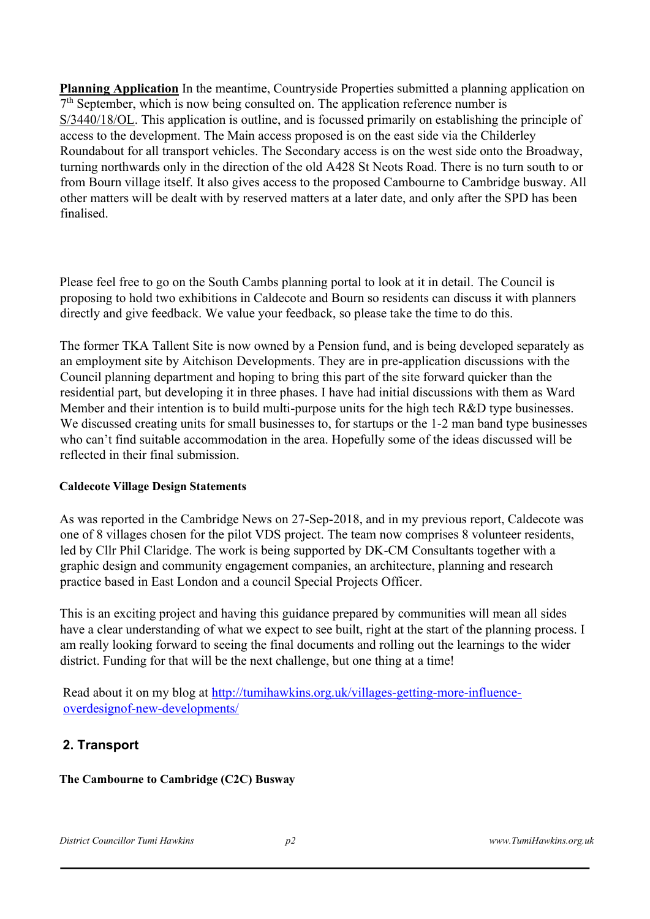**Planning Application** In the meantime, Countryside Properties submitted a planning application on 7th September, which is now being consulted on. The application reference number is S/3440/18/OL. This application is outline, and is focussed primarily on establishing the principle of access to the development. The Main access proposed is on the east side via the Childerley Roundabout for all transport vehicles. The Secondary access is on the west side onto the Broadway, turning northwards only in the direction of the old A428 St Neots Road. There is no turn south to or from Bourn village itself. It also gives access to the proposed Cambourne to Cambridge busway. All other matters will be dealt with by reserved matters at a later date, and only after the SPD has been finalised.

Please feel free to go on the South Cambs planning portal to look at it in detail. The Council is proposing to hold two exhibitions in Caldecote and Bourn so residents can discuss it with planners directly and give feedback. We value your feedback, so please take the time to do this.

The former TKA Tallent Site is now owned by a Pension fund, and is being developed separately as an employment site by Aitchison Developments. They are in pre-application discussions with the Council planning department and hoping to bring this part of the site forward quicker than the residential part, but developing it in three phases. I have had initial discussions with them as Ward Member and their intention is to build multi-purpose units for the high tech R&D type businesses. We discussed creating units for small businesses to, for startups or the 1-2 man band type businesses who can't find suitable accommodation in the area. Hopefully some of the ideas discussed will be reflected in their final submission.

#### Caldecote Village Design Statements

As was reported in the Cambridge News on 27-Sep-2018, and in my previous report, Caldecote was one of 8 villages chosen for the pilot VDS project. The team now comprises 8 volunteer residents, led by Cllr Phil Claridge. The work is being supported by DK-CM Consultants together with a graphic design and community engagement companies, an architecture, planning and research practice based in East London and a council Special Projects Officer.

This is an exciting project and having this guidance prepared by communities will mean all sides have a clear understanding of what we expect to see built, right at the start of the planning process. I am really looking forward to seeing the final documents and rolling out the learnings to the wider district. Funding for that will be the next challenge, but one thing at a time!

Read about it on my blog at http://tumihawkins.org.uk/villages-getting-more-influence-overdesignof-new-developments/

## 2. Transport

#### The Cambourne to Cambridge (C2C) Busway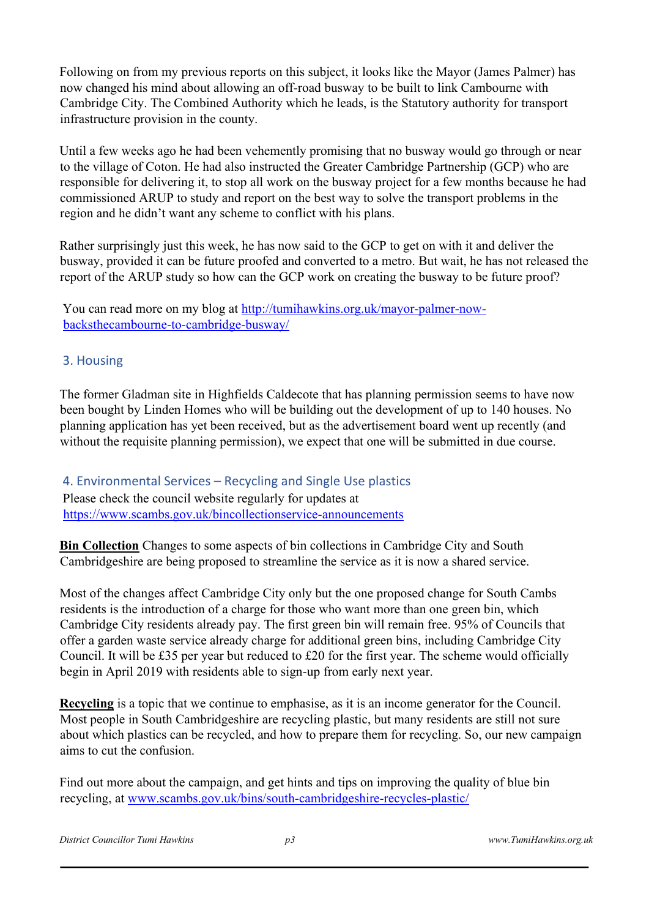Following on from my previous reports on this subject, it looks like the Mayor (James Palmer) has now changed his mind about allowing an off-road busway to be built to link Cambourne with Cambridge City. The Combined Authority which he leads, is the Statutory authority for transport infrastructure provision in the county.

Until a few weeks ago he had been vehemently promising that no busway would go through or near to the village of Coton. He had also instructed the Greater Cambridge Partnership (GCP) who are responsible for delivering it, to stop all work on the busway project for a few months because he had commissioned ARUP to study and report on the best way to solve the transport problems in the region and he didn't want any scheme to conflict with his plans.

Rather surprisingly just this week, he has now said to the GCP to get on with it and deliver the busway, provided it can be future proofed and converted to a metro. But wait, he has not released the report of the ARUP study so how can the GCP work on creating the busway to be future proof?

You can read more on my blog at [http://tumihawkins.org.uk/mayor-palmer-now-backsthecambourne-to-cambridge-busway/](http://tumihawkins.org.uk/mayor-palmer-now-backsthecambourne-to-cambridge-busway/)

## 3. Housing

The former Gladman site in Highfields Caldecote that has planning permission seems to have now been bought by Linden Homes who will be building out the development of up to 140 houses. No planning application has yet been received, but as the advertisement board went up recently (and without the requisite planning permission), we expect that one will be submitted in due course.

## 4. Environmental Services – Recycling and Single Use plastics

Please check the council website regularly for updates at [https://www.scambs.gov.uk/bincollectionservice-announcements](https://www.scambs.gov.uk/bincollectionservice-announcements)

**Bin Collection** Changes to some aspects of bin collections in Cambridge City and South Cambridgeshire are being proposed to streamline the service as it is now a shared service.

Most of the changes affect Cambridge City only but the one proposed change for South Cambs residents is the introduction of a charge for those who want more than one green bin, which Cambridge City residents already pay. The first green bin will remain free. 95% of Councils that offer a garden waste service already charge for additional green bins, including Cambridge City Council. It will be £35 per year but reduced to £20 for the first year. The scheme would officially begin in April 2019 with residents able to sign-up from early next year.

**Recycling** is a topic that we continue to emphasise, as it is an income generator for the Council. Most people in South Cambridgeshire are recycling plastic, but many residents are still not sure about which plastics can be recycled, and how to prepare them for recycling. So, our new campaign aims to cut the confusion.

Find out more about the campaign, and get hints and tips on improving the quality of blue bin recycling, at [www.scambs.gov.uk/bins/south-cambridgeshire-recycles-plastic/](http://www.scambs.gov.uk/bins/south-cambridgeshire-recycles-plastic/)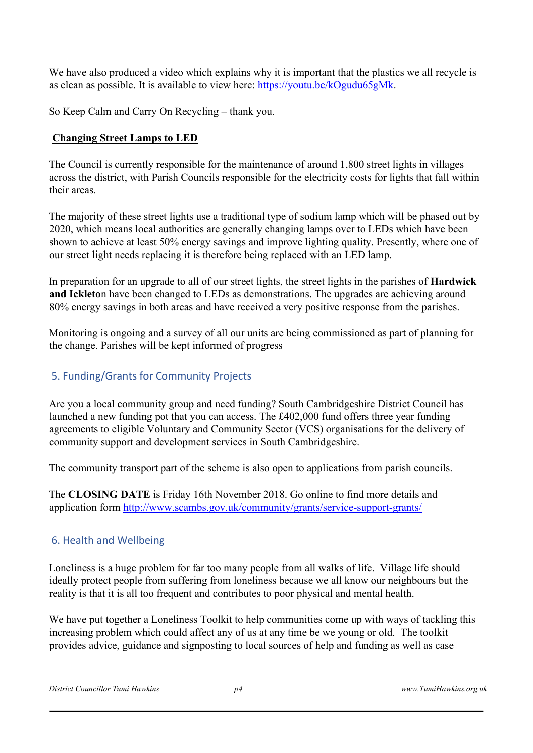We have also produced a video which explains why it is important that the plastics we all recycle is as clean as possible. It is available to view here: https://youtu.be/kOgudu65gMk.

So Keep Calm and Carry On Recycling – thank you.

**Changing Street Lamps to LED**

The Council is currently responsible for the maintenance of around 1,800 street lights in villages across the district, with Parish Councils responsible for the electricity costs for lights that fall within their areas.

The majority of these street lights use a traditional type of sodium lamp which will be phased out by 2020, which means local authorities are generally changing lamps over to LEDs which have been shown to achieve at least 50% energy savings and improve lighting quality. Presently, where one of our street light needs replacing it is therefore being replaced with an LED lamp.

In preparation for an upgrade to all of our street lights, the street lights in the parishes of **Hardwick and Ickleto**n have been changed to LEDs as demonstrations. The upgrades are achieving around 80% energy savings in both areas and have received a very positive response from the parishes.

Monitoring is ongoing and a survey of all our units are being commissioned as part of planning for the change. Parishes will be kept informed of progress

## 5. Funding/Grants for Community Projects

Are you a local community group and need funding? South Cambridgeshire District Council has launched a new funding pot that you can access. The £402,000 fund offers three year funding agreements to eligible Voluntary and Community Sector (VCS) organisations for the delivery of community support and development services in South Cambridgeshire.

The community transport part of the scheme is also open to applications from parish councils.

The **CLOSING DATE** is Friday 16th November 2018. Go online to find more details and application form http://www.scambs.gov.uk/community/grants/service-support-grants/

## 6. Health and Wellbeing

Loneliness is a huge problem for far too many people from all walks of life. Village life should ideally protect people from suffering from loneliness because we all know our neighbours but the reality is that it is all too frequent and contributes to poor physical and mental health.

We have put together a Loneliness Toolkit to help communities come up with ways of tackling this increasing problem which could affect any of us at any time be we young or old. The toolkit provides advice, guidance and signposting to local sources of help and funding as well as case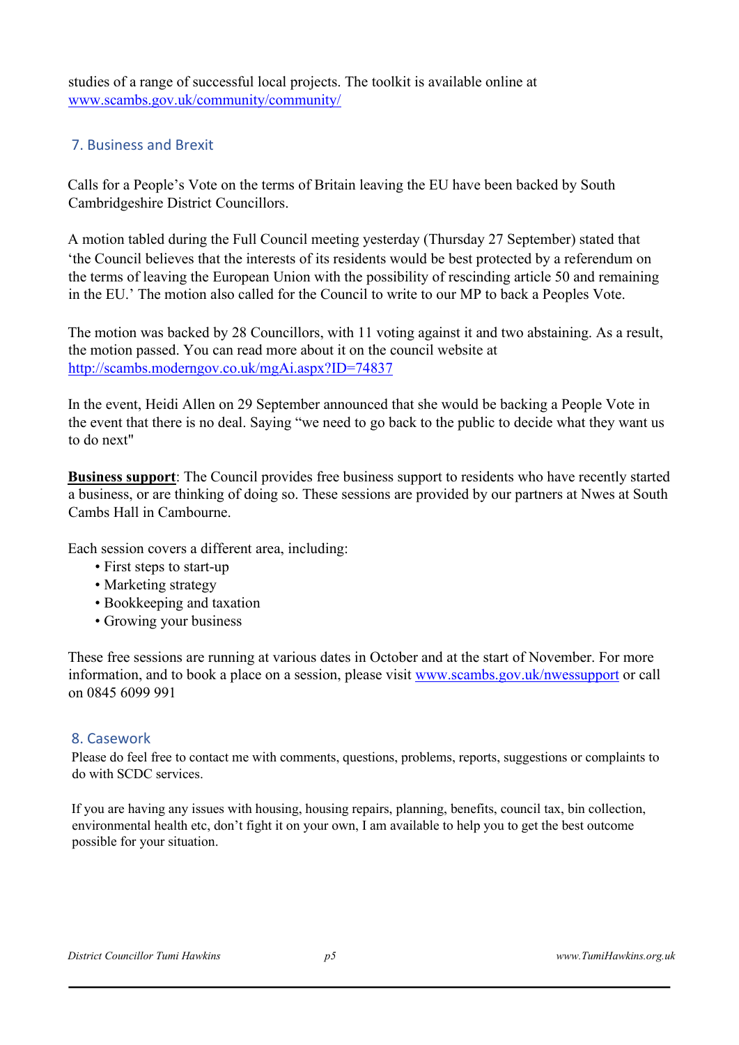studies of a range of successful local projects. The toolkit is available online at [www.scambs.gov.uk/community/community/](www.scambs.gov.uk/community/community/)

## 7. Business and Brexit

Calls for a People's Vote on the terms of Britain leaving the EU have been backed by South Cambridgeshire District Councillors.

A motion tabled during the Full Council meeting yesterday (Thursday 27 September) stated that 'the Council believes that the interests of its residents would be best protected by a referendum on the terms of leaving the European Union with the possibility of rescinding article 50 and remaining in the EU.' The motion also called for the Council to write to our MP to back a Peoples Vote.

The motion was backed by 28 Councillors, with 11 voting against it and two abstaining. As a result, the motion passed. You can read more about it on the council website at [http://scambs.moderngov.co.uk/mgAi.aspx?ID=74837](http://scambs.moderngov.co.uk/mgAi.aspx?ID=74837)

In the event, Heidi Allen on 29 September announced that she would be backing a People Vote in the event that there is no deal. Saying "we need to go back to the public to decide what they want us to do next"

**Business support**: The Council provides free business support to residents who have recently started a business, or are thinking of doing so. These sessions are provided by our partners at Nwes at South Cambs Hall in Cambourne.

Each session covers a different area, including:

- First steps to start-up
- Marketing strategy
- Bookkeeping and taxation
- Growing your business

These free sessions are running at various dates in October and at the start of November. For more information, and to book a place on a session, please visit [www.scambs.gov.uk/nwessupport](www.scambs.gov.uk/nwessupport) or call on 0845 6099 991

## 8. Casework

Please do feel free to contact me with comments, questions, problems, reports, suggestions or complaints to do with SCDC services.

If you are having any issues with housing, housing repairs, planning, benefits, council tax, bin collection, environmental health etc, don't fight it on your own, I am available to help you to get the best outcome possible for your situation.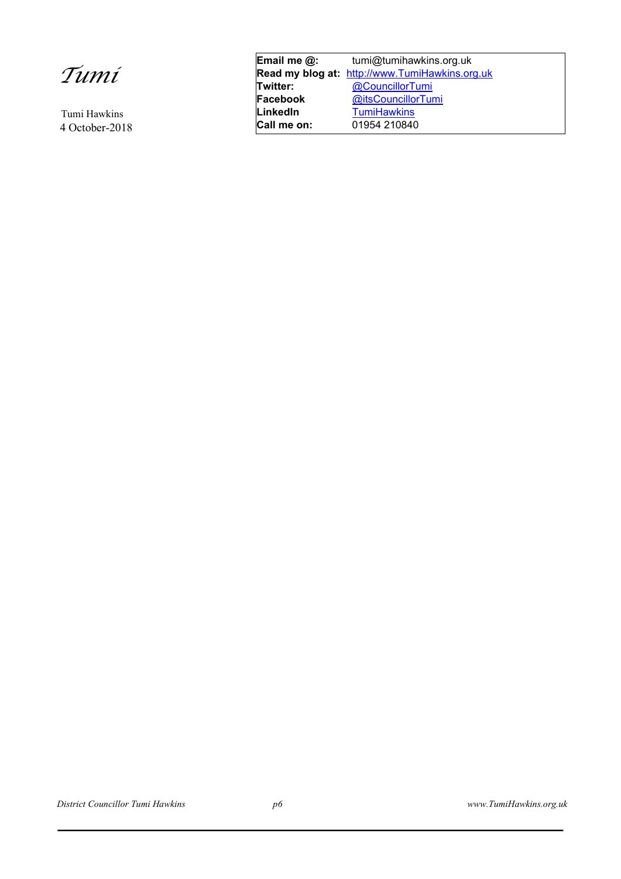*Tumi*

Tumi Hawkins
4 October-2018

| | |
|---|---|
| **Email me @:** | tumi@tumihawkins.org.uk |
| **Read my blog at:** | http://www.TumiHawkins.org.uk |
| **Twitter:** | @CouncillorTumi |
| **Facebook** | @itsCouncillorTumi |
| **LinkedIn** | TumiHawkins |
| **Call me on:** | 01954 210840 |